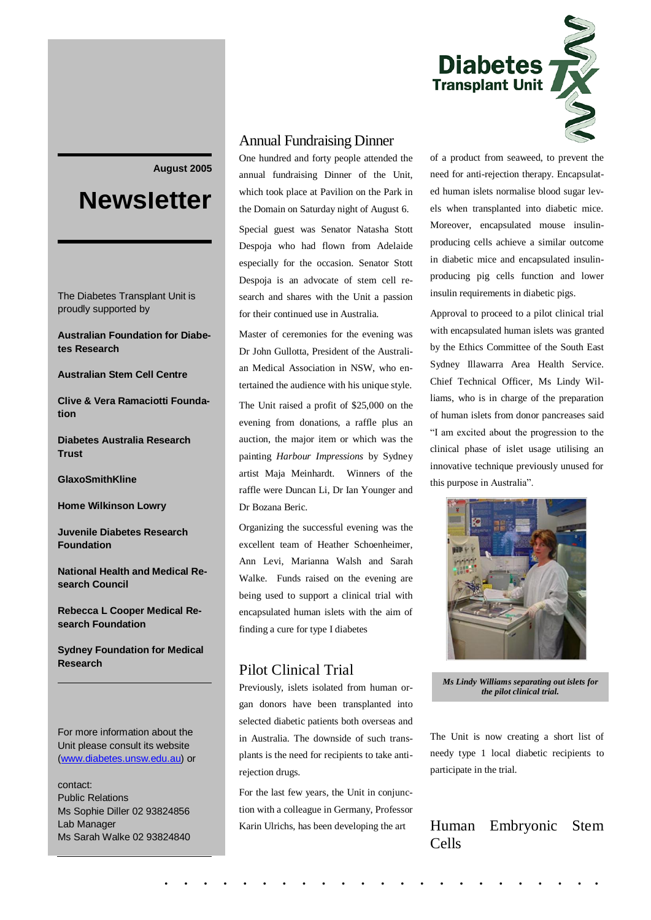Diabetes Transplant Unit

August 2005

# Newsletter

The Diabetes Transplant Unit is proudly supported by

**Australian Foundation for Diabetes Research**

**Australian Stem Cell Centre**

**Clive & Vera Ramaciotti Foundation**

**Diabetes Australia Research Trust**

**GlaxoSmithKline**

**Home Wilkinson Lowry**

**Juvenile Diabetes Research Foundation**

**National Health and Medical Research Council**

**Rebecca L Cooper Medical Research Foundation**

**Sydney Foundation for Medical Research**

For more information about the Unit please consult its website (www.diabetes.unsw.edu.au) or

contact:
Public Relations
Ms Sophie Diller 02 93824856
Lab Manager
Ms Sarah Walke 02 93824840

## Annual Fundraising Dinner

One hundred and forty people attended the annual fundraising Dinner of the Unit, which took place at Pavilion on the Park in the Domain on Saturday night of August 6.

Special guest was Senator Natasha Stott Despoja who had flown from Adelaide especially for the occasion. Senator Stott Despoja is an advocate of stem cell research and shares with the Unit a passion for their continued use in Australia.

Master of ceremonies for the evening was Dr John Gullotta, President of the Australian Medical Association in NSW, who entertained the audience with his unique style.

The Unit raised a profit of $25,000 on the evening from donations, a raffle plus an auction, the major item or which was the painting *Harbour Impressions* by Sydney artist Maja Meinhardt. Winners of the raffle were Duncan Li, Dr Ian Younger and Dr Bozana Beric.

Organizing the successful evening was the excellent team of Heather Schoenheimer, Ann Levi, Marianna Walsh and Sarah Walke. Funds raised on the evening are being used to support a clinical trial with encapsulated human islets with the aim of finding a cure for type I diabetes

## Pilot Clinical Trial

Previously, islets isolated from human organ donors have been transplanted into selected diabetic patients both overseas and in Australia. The downside of such transplants is the need for recipients to take anti-rejection drugs.

For the last few years, the Unit in conjunction with a colleague in Germany, Professor Karin Ulrichs, has been developing the art of a product from seaweed, to prevent the need for anti-rejection therapy. Encapsulated human islets normalise blood sugar levels when transplanted into diabetic mice. Moreover, encapsulated mouse insulin-producing cells achieve a similar outcome in diabetic mice and encapsulated insulin-producing pig cells function and lower insulin requirements in diabetic pigs.

Approval to proceed to a pilot clinical trial with encapsulated human islets was granted by the Ethics Committee of the South East Sydney Illawarra Area Health Service. Chief Technical Officer, Ms Lindy Williams, who is in charge of the preparation of human islets from donor pancreases said "I am excited about the progression to the clinical phase of islet usage utilising an innovative technique previously unused for this purpose in Australia".

***Ms Lindy Williams separating out islets for the pilot clinical trial.***

The Unit is now creating a short list of needy type 1 local diabetic recipients to participate in the trial.

## Human Embryonic Stem Cells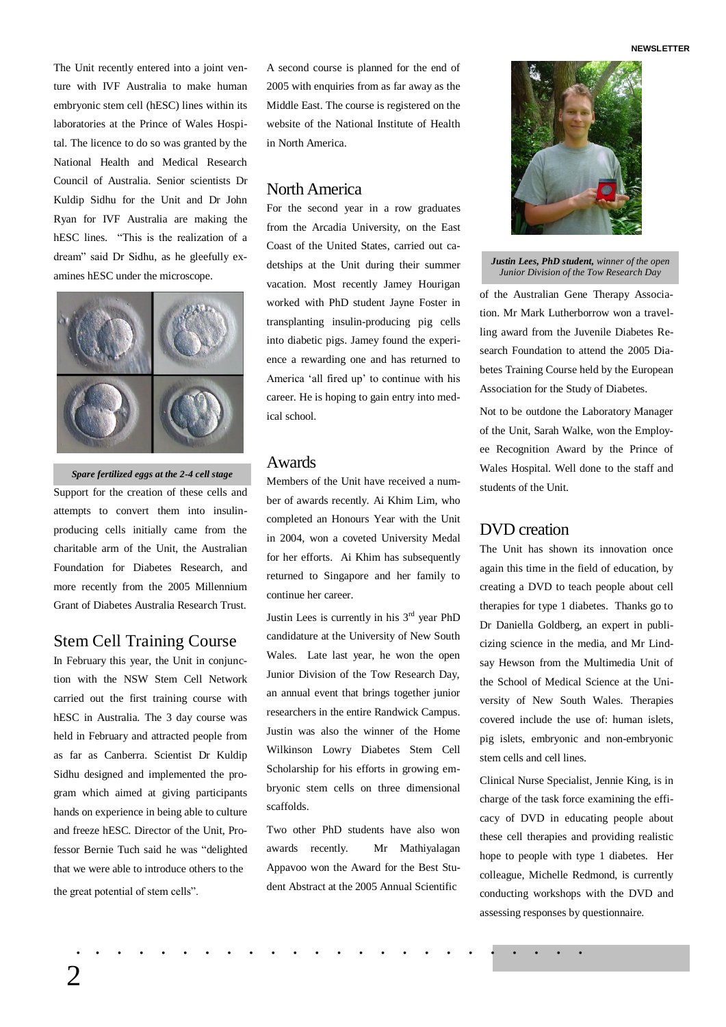The Unit recently entered into a joint venture with IVF Australia to make human embryonic stem cell (hESC) lines within its laboratories at the Prince of Wales Hospital. The licence to do so was granted by the National Health and Medical Research Council of Australia. Senior scientists Dr Kuldip Sidhu for the Unit and Dr John Ryan for IVF Australia are making the hESC lines. "This is the realization of a dream" said Dr Sidhu, as he gleefully examines hESC under the microscope.

***Spare fertilized eggs at the 2-4 cell stage***

Support for the creation of these cells and attempts to convert them into insulin-producing cells initially came from the charitable arm of the Unit, the Australian Foundation for Diabetes Research, and more recently from the 2005 Millennium Grant of Diabetes Australia Research Trust.

## Stem Cell Training Course

In February this year, the Unit in conjunction with the NSW Stem Cell Network carried out the first training course with hESC in Australia. The 3 day course was held in February and attracted people from as far as Canberra. Scientist Dr Kuldip Sidhu designed and implemented the program which aimed at giving participants hands on experience in being able to culture and freeze hESC. Director of the Unit, Professor Bernie Tuch said he was "delighted that we were able to introduce others to the the great potential of stem cells".

A second course is planned for the end of 2005 with enquiries from as far away as the Middle East. The course is registered on the website of the National Institute of Health in North America.

## North America

For the second year in a row graduates from the Arcadia University, on the East Coast of the United States, carried out cadetships at the Unit during their summer vacation. Most recently Jamey Hourigan worked with PhD student Jayne Foster in transplanting insulin-producing pig cells into diabetic pigs. Jamey found the experience a rewarding one and has returned to America 'all fired up' to continue with his career. He is hoping to gain entry into medical school.

## Awards

Members of the Unit have received a number of awards recently. Ai Khim Lim, who completed an Honours Year with the Unit in 2004, won a coveted University Medal for her efforts. Ai Khim has subsequently returned to Singapore and her family to continue her career.

Justin Lees is currently in his 3rd year PhD candidature at the University of New South Wales. Late last year, he won the open Junior Division of the Tow Research Day, an annual event that brings together junior researchers in the entire Randwick Campus. Justin was also the winner of the Home Wilkinson Lowry Diabetes Stem Cell Scholarship for his efforts in growing embryonic stem cells on three dimensional scaffolds.

Two other PhD students have also won awards recently. Mr Mathiyalagan Appavoo won the Award for the Best Student Abstract at the 2005 Annual Scientific of the Australian Gene Therapy Association. Mr Mark Lutherborrow won a travelling award from the Juvenile Diabetes Research Foundation to attend the 2005 Diabetes Training Course held by the European Association for the Study of Diabetes.

***Justin Lees, PhD student,*** *winner of the open Junior Division of the Tow Research Day*

Not to be outdone the Laboratory Manager of the Unit, Sarah Walke, won the Employee Recognition Award by the Prince of Wales Hospital. Well done to the staff and students of the Unit.

## DVD creation

The Unit has shown its innovation once again this time in the field of education, by creating a DVD to teach people about cell therapies for type 1 diabetes. Thanks go to Dr Daniella Goldberg, an expert in publicizing science in the media, and Mr Lindsay Hewson from the Multimedia Unit of the School of Medical Science at the University of New South Wales. Therapies covered include the use of: human islets, pig islets, embryonic and non-embryonic stem cells and cell lines.

Clinical Nurse Specialist, Jennie King, is in charge of the task force examining the efficacy of DVD in educating people about these cell therapies and providing realistic hope to people with type 1 diabetes. Her colleague, Michelle Redmond, is currently conducting workshops with the DVD and assessing responses by questionnaire.